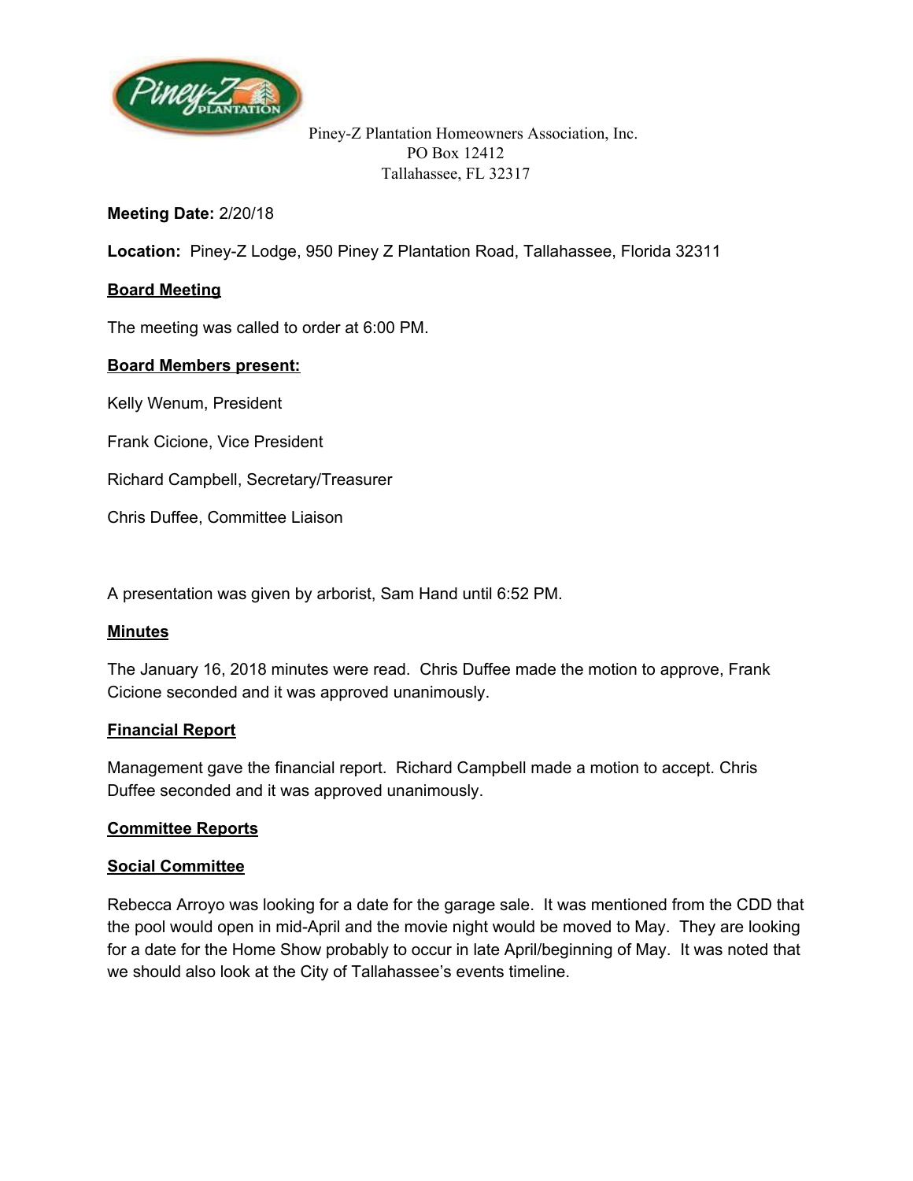Piney-Z Plantation Homeowners Association, Inc.
PO Box 12412
Tallahassee, FL 32317

**Meeting Date:** 2/20/18

**Location:** Piney-Z Lodge, 950 Piney Z Plantation Road, Tallahassee, Florida 32311

## Board Meeting

The meeting was called to order at 6:00 PM.

## Board Members present:

Kelly Wenum, President

Frank Cicione, Vice President

Richard Campbell, Secretary/Treasurer

Chris Duffee, Committee Liaison

A presentation was given by arborist, Sam Hand until 6:52 PM.

## Minutes

The January 16, 2018 minutes were read. Chris Duffee made the motion to approve, Frank Cicione seconded and it was approved unanimously.

## Financial Report

Management gave the financial report. Richard Campbell made a motion to accept. Chris Duffee seconded and it was approved unanimously.

## Committee Reports

### Social Committee

Rebecca Arroyo was looking for a date for the garage sale. It was mentioned from the CDD that the pool would open in mid-April and the movie night would be moved to May. They are looking for a date for the Home Show probably to occur in late April/beginning of May. It was noted that we should also look at the City of Tallahassee's events timeline.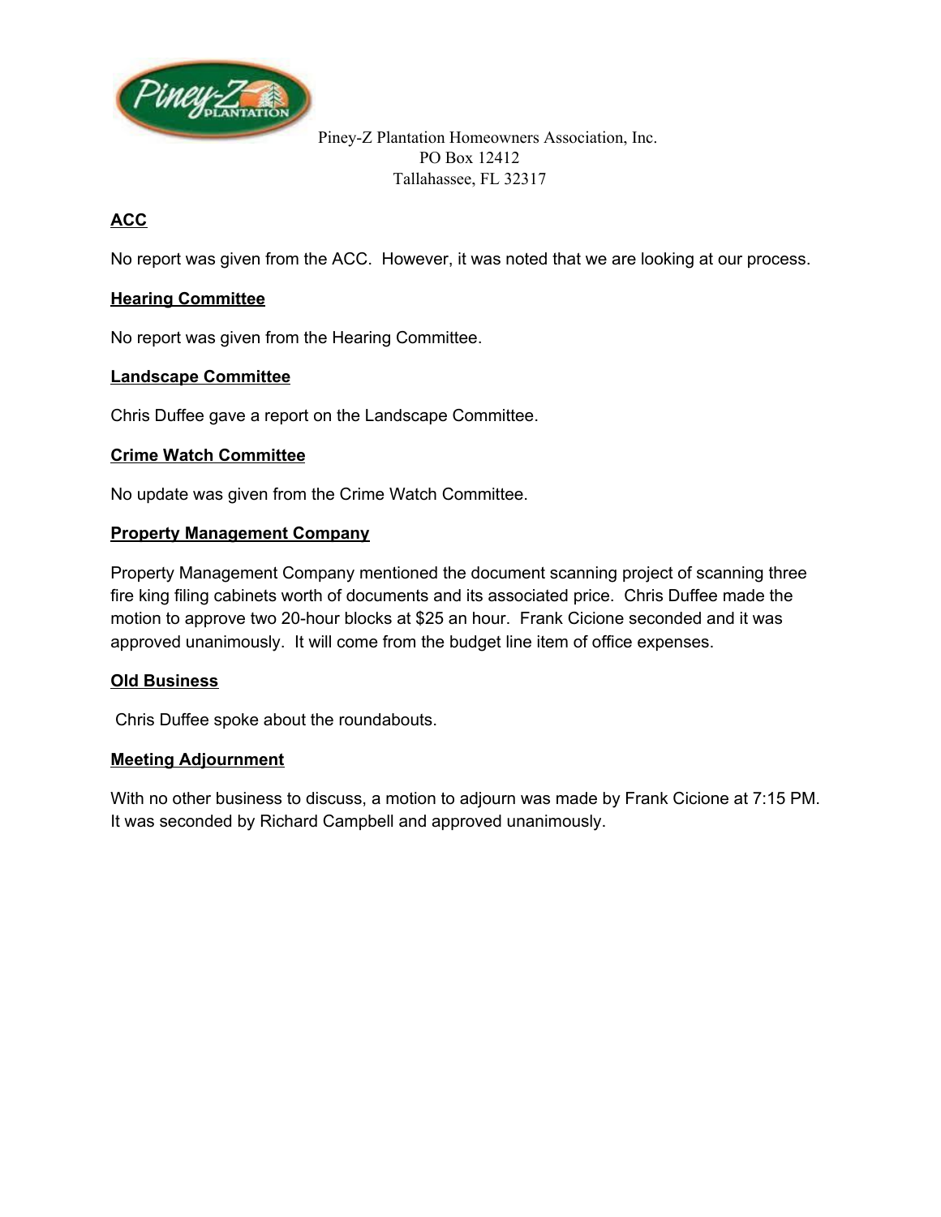Piney-Z Plantation Homeowners Association, Inc.
PO Box 12412
Tallahassee, FL 32317

**ACC**

No report was given from the ACC. However, it was noted that we are looking at our process.

**Hearing Committee**

No report was given from the Hearing Committee.

**Landscape Committee**

Chris Duffee gave a report on the Landscape Committee.

**Crime Watch Committee**

No update was given from the Crime Watch Committee.

**Property Management Company**

Property Management Company mentioned the document scanning project of scanning three fire king filing cabinets worth of documents and its associated price. Chris Duffee made the motion to approve two 20-hour blocks at $25 an hour. Frank Cicione seconded and it was approved unanimously. It will come from the budget line item of office expenses.

**Old Business**

Chris Duffee spoke about the roundabouts.

**Meeting Adjournment**

With no other business to discuss, a motion to adjourn was made by Frank Cicione at 7:15 PM. It was seconded by Richard Campbell and approved unanimously.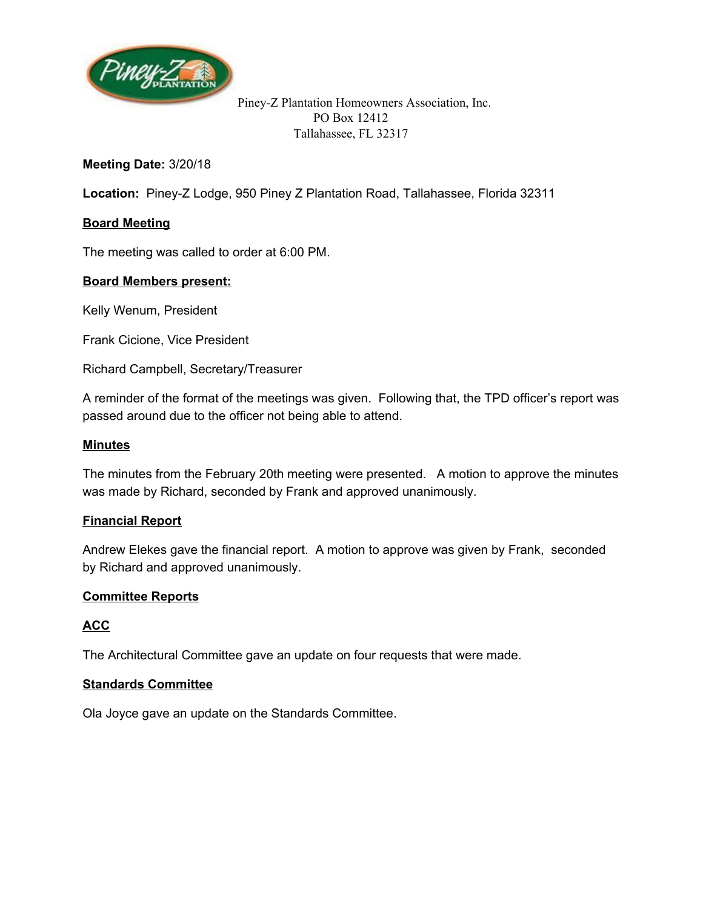Piney-Z Plantation Homeowners Association, Inc.
PO Box 12412
Tallahassee, FL 32317

**Meeting Date:** 3/20/18

**Location:** Piney-Z Lodge, 950 Piney Z Plantation Road, Tallahassee, Florida 32311

**Board Meeting**

The meeting was called to order at 6:00 PM.

**Board Members present:**

Kelly Wenum, President

Frank Cicione, Vice President

Richard Campbell, Secretary/Treasurer

A reminder of the format of the meetings was given. Following that, the TPD officer's report was passed around due to the officer not being able to attend.

**Minutes**

The minutes from the February 20th meeting were presented. A motion to approve the minutes was made by Richard, seconded by Frank and approved unanimously.

**Financial Report**

Andrew Elekes gave the financial report. A motion to approve was given by Frank, seconded by Richard and approved unanimously.

**Committee Reports**

**ACC**

The Architectural Committee gave an update on four requests that were made.

**Standards Committee**

Ola Joyce gave an update on the Standards Committee.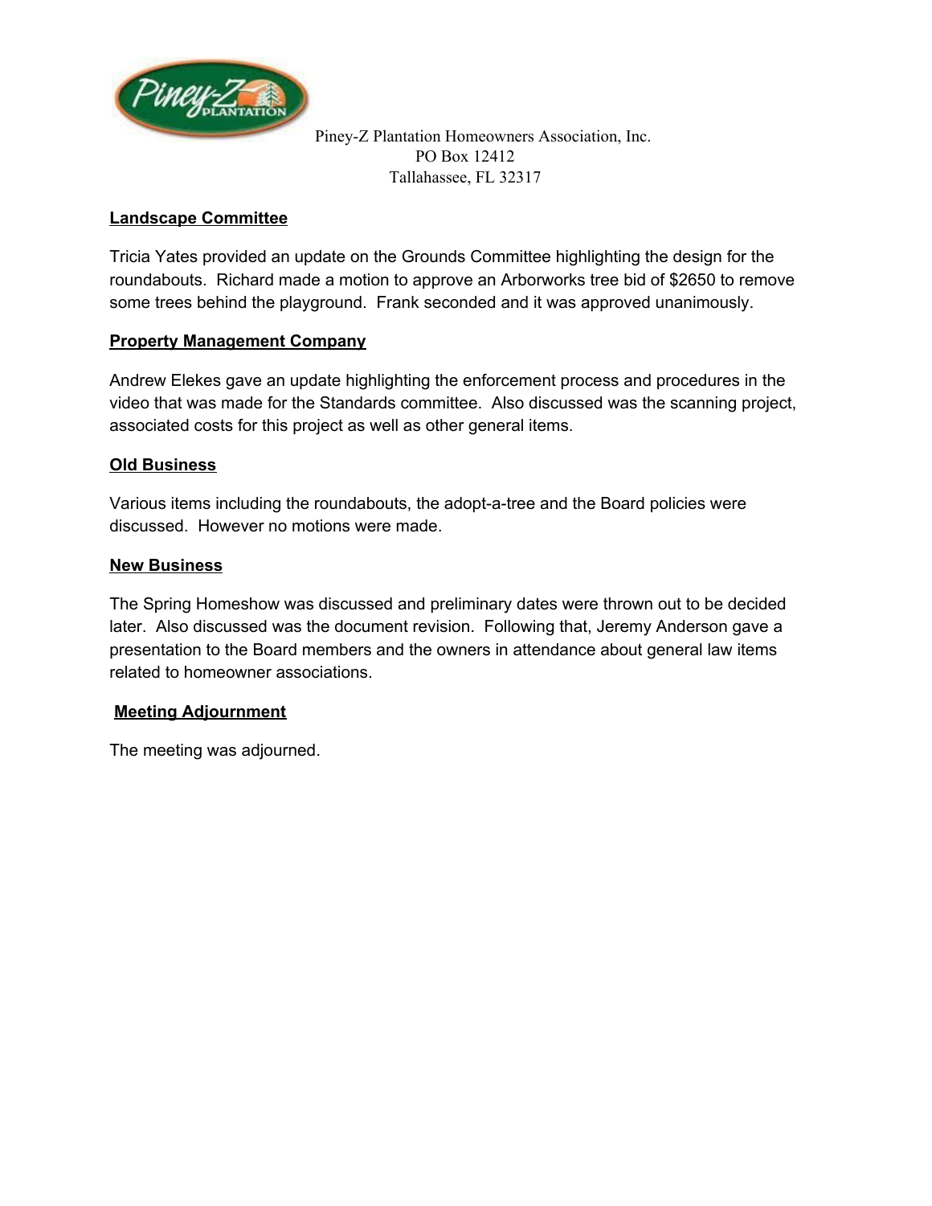Piney-Z Plantation Homeowners Association, Inc.
PO Box 12412
Tallahassee, FL 32317

**Landscape Committee**

Tricia Yates provided an update on the Grounds Committee highlighting the design for the roundabouts. Richard made a motion to approve an Arborworks tree bid of $2650 to remove some trees behind the playground. Frank seconded and it was approved unanimously.

**Property Management Company**

Andrew Elekes gave an update highlighting the enforcement process and procedures in the video that was made for the Standards committee. Also discussed was the scanning project, associated costs for this project as well as other general items.

**Old Business**

Various items including the roundabouts, the adopt-a-tree and the Board policies were discussed. However no motions were made.

**New Business**

The Spring Homeshow was discussed and preliminary dates were thrown out to be decided later. Also discussed was the document revision. Following that, Jeremy Anderson gave a presentation to the Board members and the owners in attendance about general law items related to homeowner associations.

**Meeting Adjournment**

The meeting was adjourned.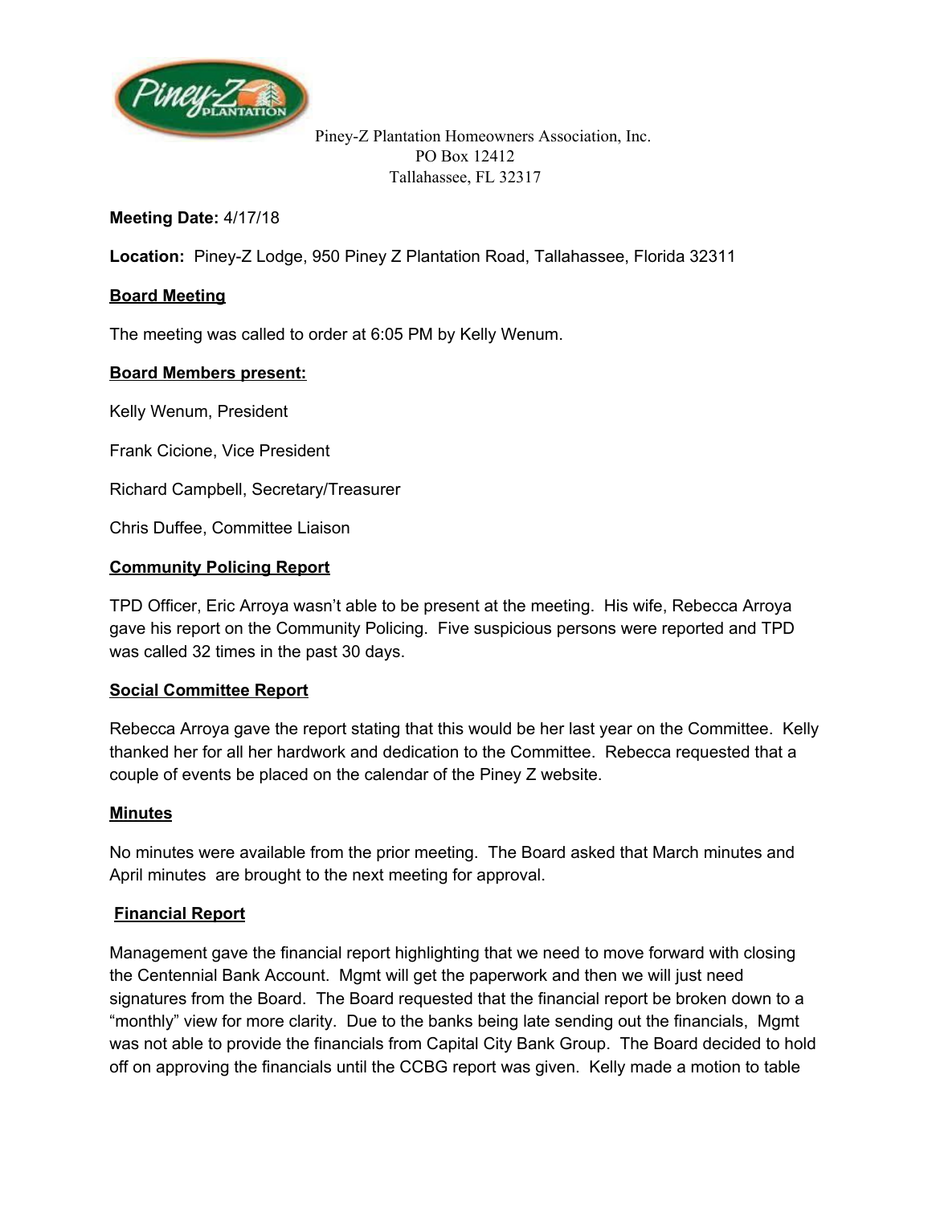Piney-Z Plantation Homeowners Association, Inc.
PO Box 12412
Tallahassee, FL 32317

**Meeting Date:** 4/17/18

**Location:** Piney-Z Lodge, 950 Piney Z Plantation Road, Tallahassee, Florida 32311

**<u>Board Meeting</u>**

The meeting was called to order at 6:05 PM by Kelly Wenum.

**<u>Board Members present:</u>**

Kelly Wenum, President

Frank Cicione, Vice President

Richard Campbell, Secretary/Treasurer

Chris Duffee, Committee Liaison

**<u>Community Policing Report</u>**

TPD Officer, Eric Arroya wasn't able to be present at the meeting. His wife, Rebecca Arroya gave his report on the Community Policing. Five suspicious persons were reported and TPD was called 32 times in the past 30 days.

**<u>Social Committee Report</u>**

Rebecca Arroya gave the report stating that this would be her last year on the Committee. Kelly thanked her for all her hardwork and dedication to the Committee. Rebecca requested that a couple of events be placed on the calendar of the Piney Z website.

**<u>Minutes</u>**

No minutes were available from the prior meeting. The Board asked that March minutes and April minutes are brought to the next meeting for approval.

**<u>Financial Report</u>**

Management gave the financial report highlighting that we need to move forward with closing the Centennial Bank Account. Mgmt will get the paperwork and then we will just need signatures from the Board. The Board requested that the financial report be broken down to a "monthly" view for more clarity. Due to the banks being late sending out the financials, Mgmt was not able to provide the financials from Capital City Bank Group. The Board decided to hold off on approving the financials until the CCBG report was given. Kelly made a motion to table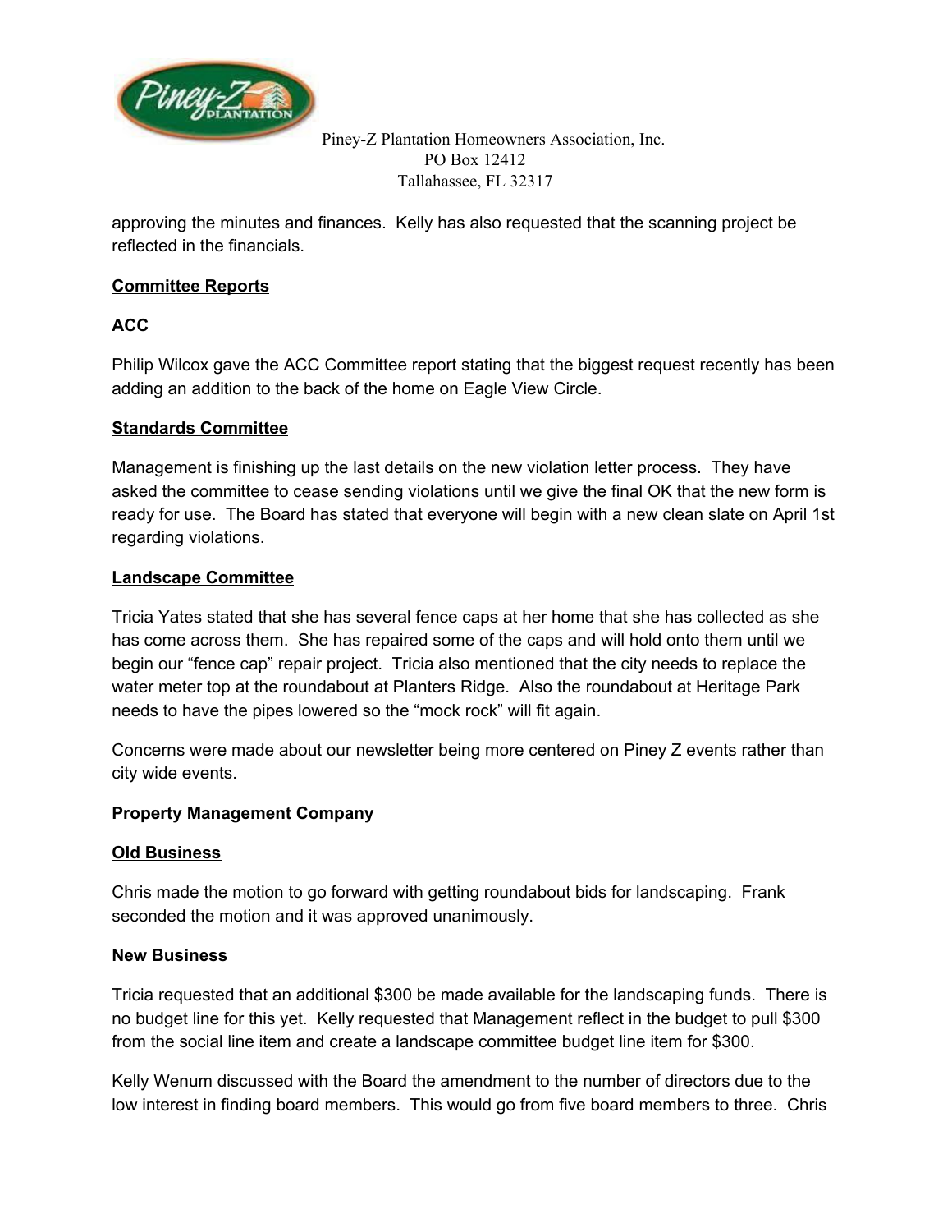Piney-Z Plantation Homeowners Association, Inc.
PO Box 12412
Tallahassee, FL 32317

approving the minutes and finances. Kelly has also requested that the scanning project be reflected in the financials.

**Committee Reports**

**ACC**

Philip Wilcox gave the ACC Committee report stating that the biggest request recently has been adding an addition to the back of the home on Eagle View Circle.

**Standards Committee**

Management is finishing up the last details on the new violation letter process. They have asked the committee to cease sending violations until we give the final OK that the new form is ready for use. The Board has stated that everyone will begin with a new clean slate on April 1st regarding violations.

**Landscape Committee**

Tricia Yates stated that she has several fence caps at her home that she has collected as she has come across them. She has repaired some of the caps and will hold onto them until we begin our "fence cap" repair project. Tricia also mentioned that the city needs to replace the water meter top at the roundabout at Planters Ridge. Also the roundabout at Heritage Park needs to have the pipes lowered so the "mock rock" will fit again.

Concerns were made about our newsletter being more centered on Piney Z events rather than city wide events.

**Property Management Company**

**Old Business**

Chris made the motion to go forward with getting roundabout bids for landscaping. Frank seconded the motion and it was approved unanimously.

**New Business**

Tricia requested that an additional $300 be made available for the landscaping funds. There is no budget line for this yet. Kelly requested that Management reflect in the budget to pull $300 from the social line item and create a landscape committee budget line item for $300.

Kelly Wenum discussed with the Board the amendment to the number of directors due to the low interest in finding board members. This would go from five board members to three. Chris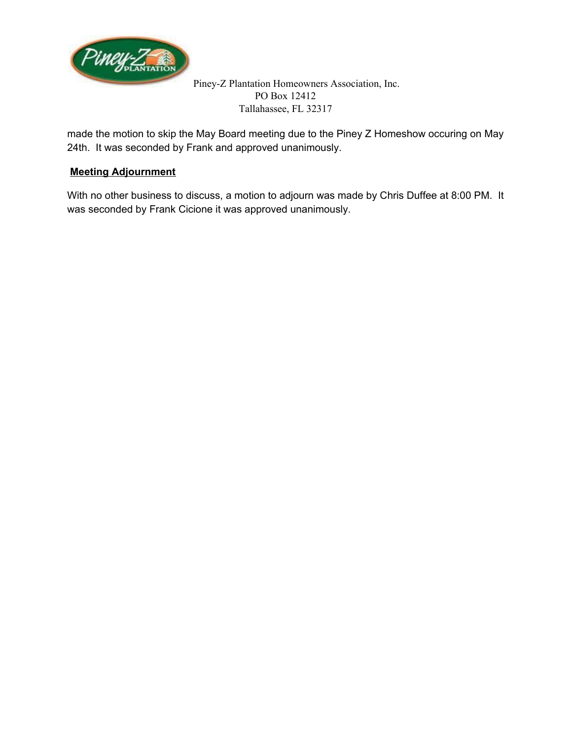made the motion to skip the May Board meeting due to the Piney Z Homeshow occuring on May 24th. It was seconded by Frank and approved unanimously.

**Meeting Adjournment**

With no other business to discuss, a motion to adjourn was made by Chris Duffee at 8:00 PM. It was seconded by Frank Cicione it was approved unanimously.